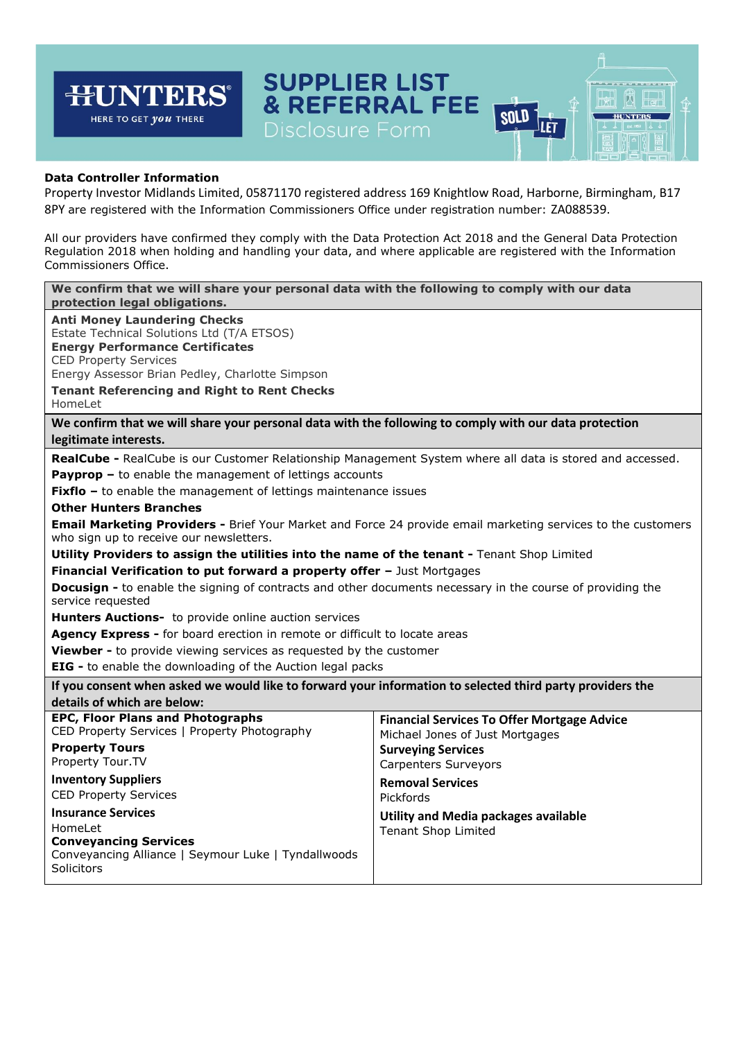# SUPPLIER LIST & REFERRAL FEE

Disclosure Form

**Data Controller Information**

Property Investor Midlands Limited, 05871170 registered address 169 Knightlow Road, Harborne, Birmingham, B17 8PY are registered with the Information Commissioners Office under registration number: ZA088539.

All our providers have confirmed they comply with the Data Protection Act 2018 and the General Data Protection Regulation 2018 when holding and handling your data, and where applicable are registered with the Information Commissioners Office.

**We confirm that we will share your personal data with the following to comply with our data protection legal obligations.**

**Anti Money Laundering Checks**
Estate Technical Solutions Ltd (T/A ETSOS)

**Energy Performance Certificates**
CED Property Services
Energy Assessor Brian Pedley, Charlotte Simpson

**Tenant Referencing and Right to Rent Checks**
HomeLet

**We confirm that we will share your personal data with the following to comply with our data protection legitimate interests.**

**RealCube -** RealCube is our Customer Relationship Management System where all data is stored and accessed.

**Payprop –** to enable the management of lettings accounts

**Fixflo –** to enable the management of lettings maintenance issues

**Other Hunters Branches**

**Email Marketing Providers -** Brief Your Market and Force 24 provide email marketing services to the customers who sign up to receive our newsletters.

**Utility Providers to assign the utilities into the name of the tenant -** Tenant Shop Limited

**Financial Verification to put forward a property offer –** Just Mortgages

**Docusign -** to enable the signing of contracts and other documents necessary in the course of providing the service requested

**Hunters Auctions-** to provide online auction services

**Agency Express -** for board erection in remote or difficult to locate areas

**Viewber -** to provide viewing services as requested by the customer

**EIG -** to enable the downloading of the Auction legal packs

**If you consent when asked we would like to forward your information to selected third party providers the details of which are below:**

**EPC, Floor Plans and Photographs**
CED Property Services | Property Photography

**Property Tours**
Property Tour.TV

**Inventory Suppliers**
CED Property Services

**Insurance Services**
HomeLet

**Conveyancing Services**
Conveyancing Alliance | Seymour Luke | Tyndallwoods Solicitors

**Financial Services To Offer Mortgage Advice**
Michael Jones of Just Mortgages

**Surveying Services**
Carpenters Surveyors

**Removal Services**
Pickfords

**Utility and Media packages available**
Tenant Shop Limited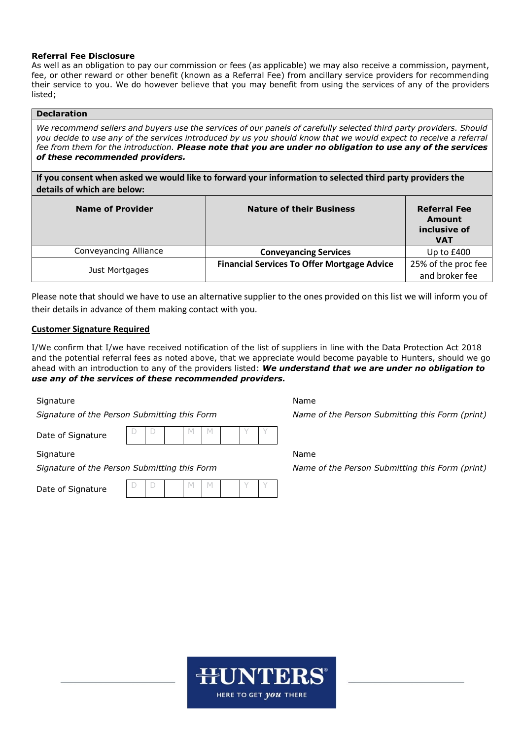**Referral Fee Disclosure**

As well as an obligation to pay our commission or fees (as applicable) we may also receive a commission, payment, fee, or other reward or other benefit (known as a Referral Fee) from ancillary service providers for recommending their service to you. We do however believe that you may benefit from using the services of any of the providers listed;

**Declaration**

*We recommend sellers and buyers use the services of our panels of carefully selected third party providers. Should you decide to use any of the services introduced by us you should know that we would expect to receive a referral fee from them for the introduction.* ***Please note that you are under no obligation to use any of the services of these recommended providers.***

**If you consent when asked we would like to forward your information to selected third party providers the details of which are below:**

| Name of Provider | Nature of their Business | Referral Fee Amount inclusive of VAT |
|---|---|---|
| Conveyancing Alliance | **Conveyancing Services** | Up to £400 |
| Just Mortgages | **Financial Services To Offer Mortgage Advice** | 25% of the proc fee and broker fee |

Please note that should we have to use an alternative supplier to the ones provided on this list we will inform you of their details in advance of them making contact with you.

**Customer Signature Required**

I/We confirm that I/we have received notification of the list of suppliers in line with the Data Protection Act 2018 and the potential referral fees as noted above, that we appreciate would become payable to Hunters, should we go ahead with an introduction to any of the providers listed: ***We understand that we are under no obligation to use any of the services of these recommended providers.***

Signature

*Signature of the Person Submitting this Form*

Name

*Name of the Person Submitting this Form (print)*

Date of Signature D D / M M / Y Y

Signature

*Signature of the Person Submitting this Form*

Name

*Name of the Person Submitting this Form (print)*

Date of Signature D D / M M / Y Y

HUNTERS®
HERE TO GET *you* THERE